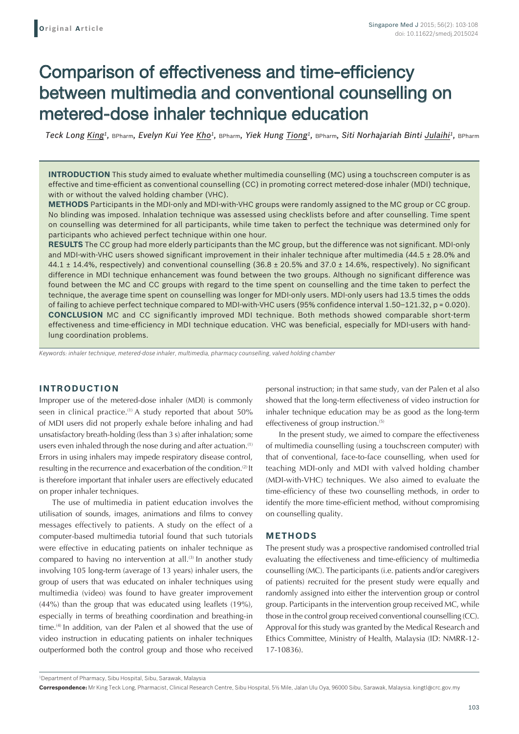Original Article

# Comparison of effectiveness and time-efficiency between multimedia and conventional counselling on metered-dose inhaler technique education

*Teck Long King*[1], BPharm, *Evelyn Kui Yee Kho*[1], BPharm, *Yiek Hung Tiong*[1], BPharm, *Siti Norhajariah Binti Julaihi*[1], BPharm

**INTRODUCTION** This study aimed to evaluate whether multimedia counselling (MC) using a touchscreen computer is as effective and time-efficient as conventional counselling (CC) in promoting correct metered-dose inhaler (MDI) technique, with or without the valved holding chamber (VHC).
**METHODS** Participants in the MDI-only and MDI-with-VHC groups were randomly assigned to the MC group or CC group. No blinding was imposed. Inhalation technique was assessed using checklists before and after counselling. Time spent on counselling was determined for all participants, while time taken to perfect the technique was determined only for participants who achieved perfect technique within one hour.
**RESULTS** The CC group had more elderly participants than the MC group, but the difference was not significant. MDI-only and MDI-with-VHC users showed significant improvement in their inhaler technique after multimedia (44.5 ± 28.0% and 44.1 ± 14.4%, respectively) and conventional counselling (36.8 ± 20.5% and 37.0 ± 14.6%, respectively). No significant difference in MDI technique enhancement was found between the two groups. Although no significant difference was found between the MC and CC groups with regard to the time spent on counselling and the time taken to perfect the technique, the average time spent on counselling was longer for MDI-only users. MDI-only users had 13.5 times the odds of failing to achieve perfect technique compared to MDI-with-VHC users (95% confidence interval 1.50–121.32, $p = 0.020$).
**CONCLUSION** MC and CC significantly improved MDI technique. Both methods showed comparable short-term effectiveness and time-efficiency in MDI technique education. VHC was beneficial, especially for MDI-users with hand-lung coordination problems.

*Keywords: inhaler technique, metered-dose inhaler, multimedia, pharmacy counselling, valved holding chamber*

## INTRODUCTION

Improper use of the metered-dose inhaler (MDI) is commonly seen in clinical practice.[1] A study reported that about 50% of MDI users did not properly exhale before inhaling and had unsatisfactory breath-holding (less than 3 s) after inhalation; some users even inhaled through the nose during and after actuation.[1] Errors in using inhalers may impede respiratory disease control, resulting in the recurrence and exacerbation of the condition.[2] It is therefore important that inhaler users are effectively educated on proper inhaler techniques.

The use of multimedia in patient education involves the utilisation of sounds, images, animations and films to convey messages effectively to patients. A study on the effect of a computer-based multimedia tutorial found that such tutorials were effective in educating patients on inhaler technique as compared to having no intervention at all.[3] In another study involving 105 long-term (average of 13 years) inhaler users, the group of users that was educated on inhaler techniques using multimedia (video) was found to have greater improvement (44%) than the group that was educated using leaflets (19%), especially in terms of breathing coordination and breathing-in time.[4] In addition, van der Palen et al showed that the use of video instruction in educating patients on inhaler techniques outperformed both the control group and those who received personal instruction; in that same study, van der Palen et al also showed that the long-term effectiveness of video instruction for inhaler technique education may be as good as the long-term effectiveness of group instruction.[5]

In the present study, we aimed to compare the effectiveness of multimedia counselling (using a touchscreen computer) with that of conventional, face-to-face counselling, when used for teaching MDI-only and MDI with valved holding chamber (MDI-with-VHC) techniques. We also aimed to evaluate the time-efficiency of these two counselling methods, in order to identify the more time-efficient method, without compromising on counselling quality.

## METHODS

The present study was a prospective randomised controlled trial evaluating the effectiveness and time-efficiency of multimedia counselling (MC). The participants (i.e. patients and/or caregivers of patients) recruited for the present study were equally and randomly assigned into either the intervention group or control group. Participants in the intervention group received MC, while those in the control group received conventional counselling (CC). Approval for this study was granted by the Medical Research and Ethics Committee, Ministry of Health, Malaysia (ID: NMRR-12-17-10836).

[1]Department of Pharmacy, Sibu Hospital, Sibu, Sarawak, Malaysia

**Correspondence:** Mr King Teck Long, Pharmacist, Clinical Research Centre, Sibu Hospital, 5½ Mile, Jalan Ulu Oya, 96000 Sibu, Sarawak, Malaysia. kingtl@crc.gov.my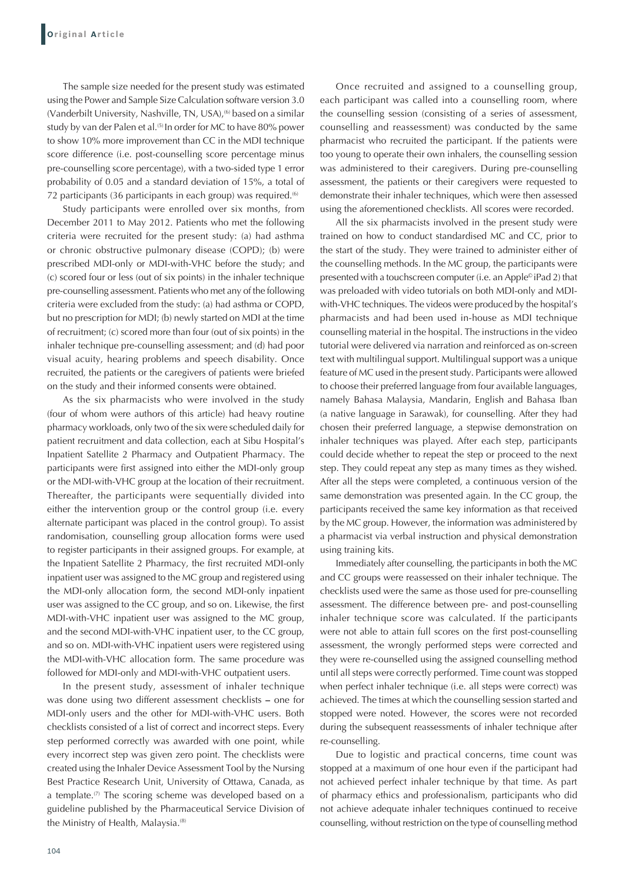The sample size needed for the present study was estimated using the Power and Sample Size Calculation software version 3.0 (Vanderbilt University, Nashville, TN, USA),[6] based on a similar study by van der Palen et al.[5] In order for MC to have 80% power to show 10% more improvement than CC in the MDI technique score difference (i.e. post-counselling score percentage minus pre-counselling score percentage), with a two-sided type 1 error probability of 0.05 and a standard deviation of 15%, a total of 72 participants (36 participants in each group) was required.[6]

Study participants were enrolled over six months, from December 2011 to May 2012. Patients who met the following criteria were recruited for the present study: (a) had asthma or chronic obstructive pulmonary disease (COPD); (b) were prescribed MDI-only or MDI-with-VHC before the study; and (c) scored four or less (out of six points) in the inhaler technique pre-counselling assessment. Patients who met any of the following criteria were excluded from the study: (a) had asthma or COPD, but no prescription for MDI; (b) newly started on MDI at the time of recruitment; (c) scored more than four (out of six points) in the inhaler technique pre-counselling assessment; and (d) had poor visual acuity, hearing problems and speech disability. Once recruited, the patients or the caregivers of patients were briefed on the study and their informed consents were obtained.

As the six pharmacists who were involved in the study (four of whom were authors of this article) had heavy routine pharmacy workloads, only two of the six were scheduled daily for patient recruitment and data collection, each at Sibu Hospital's Inpatient Satellite 2 Pharmacy and Outpatient Pharmacy. The participants were first assigned into either the MDI-only group or the MDI-with-VHC group at the location of their recruitment. Thereafter, the participants were sequentially divided into either the intervention group or the control group (i.e. every alternate participant was placed in the control group). To assist randomisation, counselling group allocation forms were used to register participants in their assigned groups. For example, at the Inpatient Satellite 2 Pharmacy, the first recruited MDI-only inpatient user was assigned to the MC group and registered using the MDI-only allocation form, the second MDI-only inpatient user was assigned to the CC group, and so on. Likewise, the first MDI-with-VHC inpatient user was assigned to the MC group, and the second MDI-with-VHC inpatient user, to the CC group, and so on. MDI-with-VHC inpatient users were registered using the MDI-with-VHC allocation form. The same procedure was followed for MDI-only and MDI-with-VHC outpatient users.

In the present study, assessment of inhaler technique was done using two different assessment checklists – one for MDI-only users and the other for MDI-with-VHC users. Both checklists consisted of a list of correct and incorrect steps. Every step performed correctly was awarded with one point, while every incorrect step was given zero point. The checklists were created using the Inhaler Device Assessment Tool by the Nursing Best Practice Research Unit, University of Ottawa, Canada, as a template.[7] The scoring scheme was developed based on a guideline published by the Pharmaceutical Service Division of the Ministry of Health, Malaysia.[8]

Once recruited and assigned to a counselling group, each participant was called into a counselling room, where the counselling session (consisting of a series of assessment, counselling and reassessment) was conducted by the same pharmacist who recruited the participant. If the patients were too young to operate their own inhalers, the counselling session was administered to their caregivers. During pre-counselling assessment, the patients or their caregivers were requested to demonstrate their inhaler techniques, which were then assessed using the aforementioned checklists. All scores were recorded.

All the six pharmacists involved in the present study were trained on how to conduct standardised MC and CC, prior to the start of the study. They were trained to administer either of the counselling methods. In the MC group, the participants were presented with a touchscreen computer (i.e. an Apple© iPad 2) that was preloaded with video tutorials on both MDI-only and MDI-with-VHC techniques. The videos were produced by the hospital's pharmacists and had been used in-house as MDI technique counselling material in the hospital. The instructions in the video tutorial were delivered via narration and reinforced as on-screen text with multilingual support. Multilingual support was a unique feature of MC used in the present study. Participants were allowed to choose their preferred language from four available languages, namely Bahasa Malaysia, Mandarin, English and Bahasa Iban (a native language in Sarawak), for counselling. After they had chosen their preferred language, a stepwise demonstration on inhaler techniques was played. After each step, participants could decide whether to repeat the step or proceed to the next step. They could repeat any step as many times as they wished. After all the steps were completed, a continuous version of the same demonstration was presented again. In the CC group, the participants received the same key information as that received by the MC group. However, the information was administered by a pharmacist via verbal instruction and physical demonstration using training kits.

Immediately after counselling, the participants in both the MC and CC groups were reassessed on their inhaler technique. The checklists used were the same as those used for pre-counselling assessment. The difference between pre- and post-counselling inhaler technique score was calculated. If the participants were not able to attain full scores on the first post-counselling assessment, the wrongly performed steps were corrected and they were re-counselled using the assigned counselling method until all steps were correctly performed. Time count was stopped when perfect inhaler technique (i.e. all steps were correct) was achieved. The times at which the counselling session started and stopped were noted. However, the scores were not recorded during the subsequent reassessments of inhaler technique after re-counselling.

Due to logistic and practical concerns, time count was stopped at a maximum of one hour even if the participant had not achieved perfect inhaler technique by that time. As part of pharmacy ethics and professionalism, participants who did not achieve adequate inhaler techniques continued to receive counselling, without restriction on the type of counselling method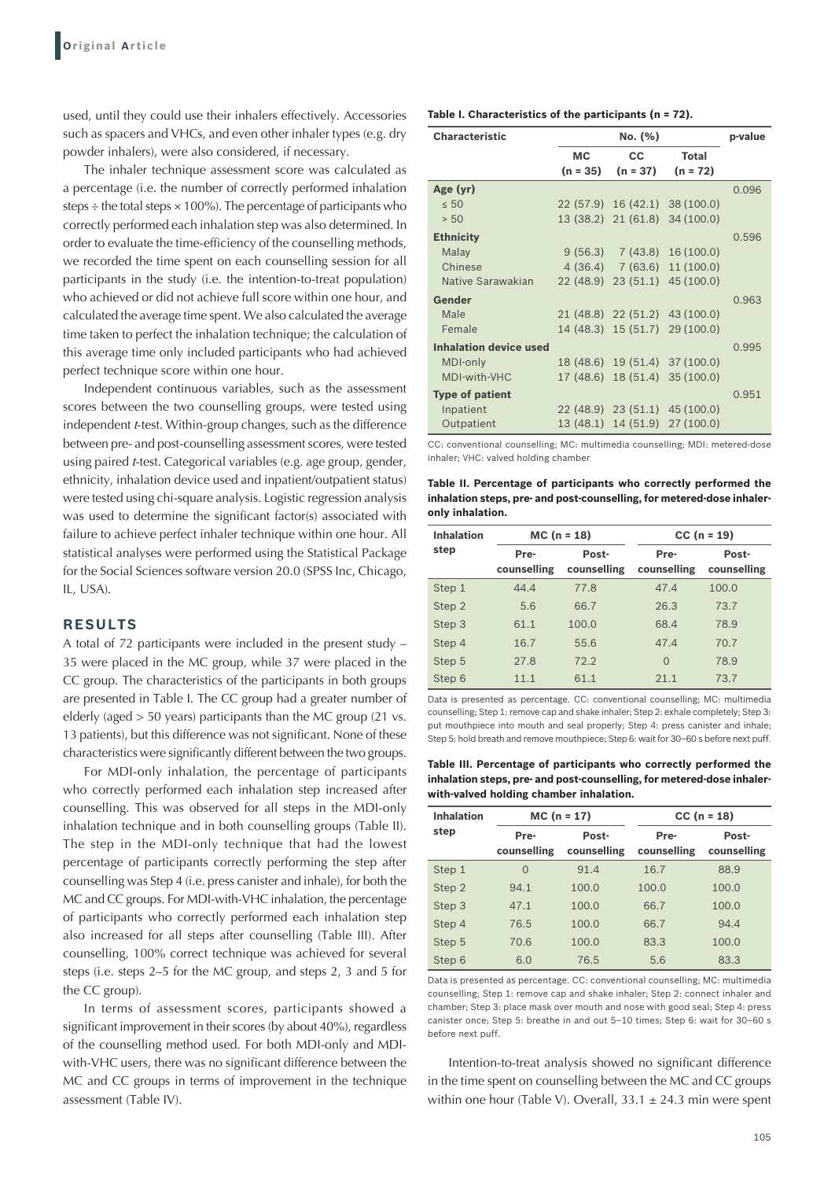used, until they could use their inhalers effectively. Accessories such as spacers and VHCs, and even other inhaler types (e.g. dry powder inhalers), were also considered, if necessary.

The inhaler technique assessment score was calculated as a percentage (i.e. the number of correctly performed inhalation steps ÷ the total steps × 100%). The percentage of participants who correctly performed each inhalation step was also determined. In order to evaluate the time-efficiency of the counselling methods, we recorded the time spent on each counselling session for all participants in the study (i.e. the intention-to-treat population) who achieved or did not achieve full score within one hour, and calculated the average time spent. We also calculated the average time taken to perfect the inhalation technique; the calculation of this average time only included participants who had achieved perfect technique score within one hour.

Independent continuous variables, such as the assessment scores between the two counselling groups, were tested using independent *t*-test. Within-group changes, such as the difference between pre- and post-counselling assessment scores, were tested using paired *t*-test. Categorical variables (e.g. age group, gender, ethnicity, inhalation device used and inpatient/outpatient status) were tested using chi-square analysis. Logistic regression analysis was used to determine the significant factor(s) associated with failure to achieve perfect inhaler technique within one hour. All statistical analyses were performed using the Statistical Package for the Social Sciences software version 20.0 (SPSS Inc, Chicago, IL, USA).

## RESULTS

A total of 72 participants were included in the present study – 35 were placed in the MC group, while 37 were placed in the CC group. The characteristics of the participants in both groups are presented in Table I. The CC group had a greater number of elderly (aged > 50 years) participants than the MC group (21 vs. 13 patients), but this difference was not significant. None of these characteristics were significantly different between the two groups.

For MDI-only inhalation, the percentage of participants who correctly performed each inhalation step increased after counselling. This was observed for all steps in the MDI-only inhalation technique and in both counselling groups (Table II). The step in the MDI-only technique that had the lowest percentage of participants correctly performing the step after counselling was Step 4 (i.e. press canister and inhale), for both the MC and CC groups. For MDI-with-VHC inhalation, the percentage of participants who correctly performed each inhalation step also increased for all steps after counselling (Table III). After counselling, 100% correct technique was achieved for several steps (i.e. steps 2–5 for the MC group, and steps 2, 3 and 5 for the CC group).

In terms of assessment scores, participants showed a significant improvement in their scores (by about 40%), regardless of the counselling method used. For both MDI-only and MDI-with-VHC users, there was no significant difference between the MC and CC groups in terms of improvement in the technique assessment (Table IV).

**Table I. Characteristics of the participants (n = 72).**

| Characteristic | No. (%) | | | p-value |
|---|---|---|---|---|
| | MC (n = 35) | CC (n = 37) | Total (n = 72) | |
| **Age (yr)** | | | | 0.096 |
| ≤ 50 | 22 (57.9) | 16 (42.1) | 38 (100.0) | |
| > 50 | 13 (38.2) | 21 (61.8) | 34 (100.0) | |
| **Ethnicity** | | | | 0.596 |
| Malay | 9 (56.3) | 7 (43.8) | 16 (100.0) | |
| Chinese | 4 (36.4) | 7 (63.6) | 11 (100.0) | |
| Native Sarawakian | 22 (48.9) | 23 (51.1) | 45 (100.0) | |
| **Gender** | | | | 0.963 |
| Male | 21 (48.8) | 22 (51.2) | 43 (100.0) | |
| Female | 14 (48.3) | 15 (51.7) | 29 (100.0) | |
| **Inhalation device used** | | | | 0.995 |
| MDI-only | 18 (48.6) | 19 (51.4) | 37 (100.0) | |
| MDI-with-VHC | 17 (48.6) | 18 (51.4) | 35 (100.0) | |
| **Type of patient** | | | | 0.951 |
| Inpatient | 22 (48.9) | 23 (51.1) | 45 (100.0) | |
| Outpatient | 13 (48.1) | 14 (51.9) | 27 (100.0) | |

CC: conventional counselling; MC: multimedia counselling; MDI: metered-dose inhaler; VHC: valved holding chamber

**Table II. Percentage of participants who correctly performed the inhalation steps, pre- and post-counselling, for metered-dose inhaler-only inhalation.**

| Inhalation step | MC (n = 18) | | CC (n = 19) | |
|---|---|---|---|---|
| | Pre-counselling | Post-counselling | Pre-counselling | Post-counselling |
| Step 1 | 44.4 | 77.8 | 47.4 | 100.0 |
| Step 2 | 5.6 | 66.7 | 26.3 | 73.7 |
| Step 3 | 61.1 | 100.0 | 68.4 | 78.9 |
| Step 4 | 16.7 | 55.6 | 47.4 | 70.7 |
| Step 5 | 27.8 | 72.2 | 0 | 78.9 |
| Step 6 | 11.1 | 61.1 | 21.1 | 73.7 |

Data is presented as percentage. CC: conventional counselling; MC: multimedia counselling; Step 1: remove cap and shake inhaler; Step 2: exhale completely; Step 3: put mouthpiece into mouth and seal properly; Step 4: press canister and inhale; Step 5: hold breath and remove mouthpiece; Step 6: wait for 30–60 s before next puff.

**Table III. Percentage of participants who correctly performed the inhalation steps, pre- and post-counselling, for metered-dose inhaler-with-valved holding chamber inhalation.**

| Inhalation step | MC (n = 17) | | CC (n = 18) | |
|---|---|---|---|---|
| | Pre-counselling | Post-counselling | Pre-counselling | Post-counselling |
| Step 1 | 0 | 91.4 | 16.7 | 88.9 |
| Step 2 | 94.1 | 100.0 | 100.0 | 100.0 |
| Step 3 | 47.1 | 100.0 | 66.7 | 100.0 |
| Step 4 | 76.5 | 100.0 | 66.7 | 94.4 |
| Step 5 | 70.6 | 100.0 | 83.3 | 100.0 |
| Step 6 | 6.0 | 76.5 | 5.6 | 83.3 |

Data is presented as percentage. CC: conventional counselling; MC: multimedia counselling; Step 1: remove cap and shake inhaler; Step 2: connect inhaler and chamber; Step 3: place mask over mouth and nose with good seal; Step 4: press canister once; Step 5: breathe in and out 5–10 times; Step 6: wait for 30–60 s before next puff.

Intention-to-treat analysis showed no significant difference in the time spent on counselling between the MC and CC groups within one hour (Table V). Overall, 33.1 ± 24.3 min were spent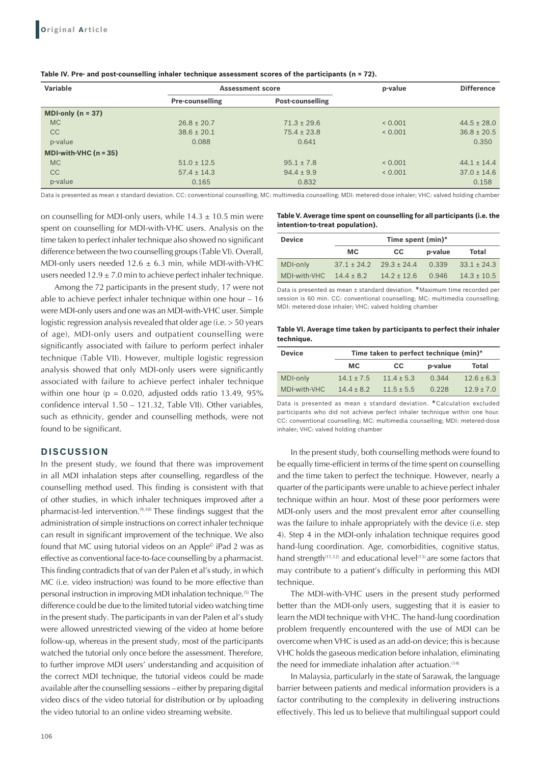**Table IV. Pre- and post-counselling inhaler technique assessment scores of the participants (n = 72).**

| Variable | Assessment score | | p-value | Difference |
|---|---|---|---|---|
| | Pre-counselling | Post-counselling | | |
| **MDI-only (n = 37)** | | | | |
| MC | 26.8 ± 20.7 | 71.3 ± 29.6 | < 0.001 | 44.5 ± 28.0 |
| CC | 38.6 ± 20.1 | 75.4 ± 23.8 | < 0.001 | 36.8 ± 20.5 |
| p-value | 0.088 | 0.641 | | 0.350 |
| **MDI-with-VHC (n = 35)** | | | | |
| MC | 51.0 ± 12.5 | 95.1 ± 7.8 | < 0.001 | 44.1 ± 14.4 |
| CC | 57.4 ± 14.3 | 94.4 ± 9.9 | < 0.001 | 37.0 ± 14.6 |
| p-value | 0.165 | 0.832 | | 0.158 |

Data is presented as mean ± standard deviation. CC: conventional counselling; MC: multimedia counselling; MDI: metered-dose inhaler; VHC: valved holding chamber

on counselling for MDI-only users, while 14.3 ± 10.5 min were spent on counselling for MDI-with-VHC users. Analysis on the time taken to perfect inhaler technique also showed no significant difference between the two counselling groups (Table VI). Overall, MDI-only users needed 12.6 ± 6.3 min, while MDI-with-VHC users needed 12.9 ± 7.0 min to achieve perfect inhaler technique.

Among the 72 participants in the present study, 17 were not able to achieve perfect inhaler technique within one hour – 16 were MDI-only users and one was an MDI-with-VHC user. Simple logistic regression analysis revealed that older age (i.e. > 50 years of age), MDI-only users and outpatient counselling were significantly associated with failure to perform perfect inhaler technique (Table VII). However, multiple logistic regression analysis showed that only MDI-only users were significantly associated with failure to achieve perfect inhaler technique within one hour (p = 0.020, adjusted odds ratio 13.49, 95% confidence interval 1.50 – 121.32, Table VII). Other variables, such as ethnicity, gender and counselling methods, were not found to be significant.

**Table V. Average time spent on counselling for all participants (i.e. the intention-to-treat population).**

| Device | Time spent (min)* | | | |
|---|---|---|---|---|
| | MC | CC | p-value | Total |
| MDI-only | 37.1 ± 24.2 | 29.3 ± 24.4 | 0.339 | 33.1 ± 24.3 |
| MDI-with-VHC | 14.4 ± 8.2 | 14.2 ± 12.6 | 0.946 | 14.3 ± 10.5 |

Data is presented as mean ± standard deviation. *Maximum time recorded per session is 60 min. CC: conventional counselling; MC: multimedia counselling; MDI: metered-dose inhaler; VHC: valved holding chamber

**Table VI. Average time taken by participants to perfect their inhaler technique.**

| Device | Time taken to perfect technique (min)* | | | |
|---|---|---|---|---|
| | MC | CC | p-value | Total |
| MDI-only | 14.1 ± 7.5 | 11.4 ± 5.3 | 0.344 | 12.6 ± 6.3 |
| MDI-with-VHC | 14.4 ± 8.2 | 11.5 ± 5.5 | 0.228 | 12.9 ± 7.0 |

Data is presented as mean ± standard deviation. *Calculation excluded participants who did not achieve perfect inhaler technique within one hour. CC: conventional counselling; MC: multimedia counselling; MDI: metered-dose inhaler; VHC: valved holding chamber

## DISCUSSION

In the present study, we found that there was improvement in all MDI inhalation steps after counselling, regardless of the counselling method used. This finding is consistent with that of other studies, in which inhaler techniques improved after a pharmacist-led intervention.[9,10] These findings suggest that the administration of simple instructions on correct inhaler technique can result in significant improvement of the technique. We also found that MC using tutorial videos on an Apple© iPad 2 was as effective as conventional face-to-face counselling by a pharmacist. This finding contradicts that of van der Palen et al's study, in which MC (i.e. video instruction) was found to be more effective than personal instruction in improving MDI inhalation technique.[5] The difference could be due to the limited tutorial video watching time in the present study. The participants in van der Palen et al's study were allowed unrestricted viewing of the video at home before follow-up, whereas in the present study, most of the participants watched the tutorial only once before the assessment. Therefore, to further improve MDI users' understanding and acquisition of the correct MDI technique, the tutorial videos could be made available after the counselling sessions – either by preparing digital video discs of the video tutorial for distribution or by uploading the video tutorial to an online video streaming website.

In the present study, both counselling methods were found to be equally time-efficient in terms of the time spent on counselling and the time taken to perfect the technique. However, nearly a quarter of the participants were unable to achieve perfect inhaler technique within an hour. Most of these poor performers were MDI-only users and the most prevalent error after counselling was the failure to inhale appropriately with the device (i.e. step 4). Step 4 in the MDI-only inhalation technique requires good hand-lung coordination. Age, comorbidities, cognitive status, hand strength[11,12] and educational level[13] are some factors that may contribute to a patient's difficulty in performing this MDI technique.

The MDI-with-VHC users in the present study performed better than the MDI-only users, suggesting that it is easier to learn the MDI technique with VHC. The hand-lung coordination problem frequently encountered with the use of MDI can be overcome when VHC is used as an add-on device; this is because VHC holds the gaseous medication before inhalation, eliminating the need for immediate inhalation after actuation.[14]

In Malaysia, particularly in the state of Sarawak, the language barrier between patients and medical information providers is a factor contributing to the complexity in delivering instructions effectively. This led us to believe that multilingual support could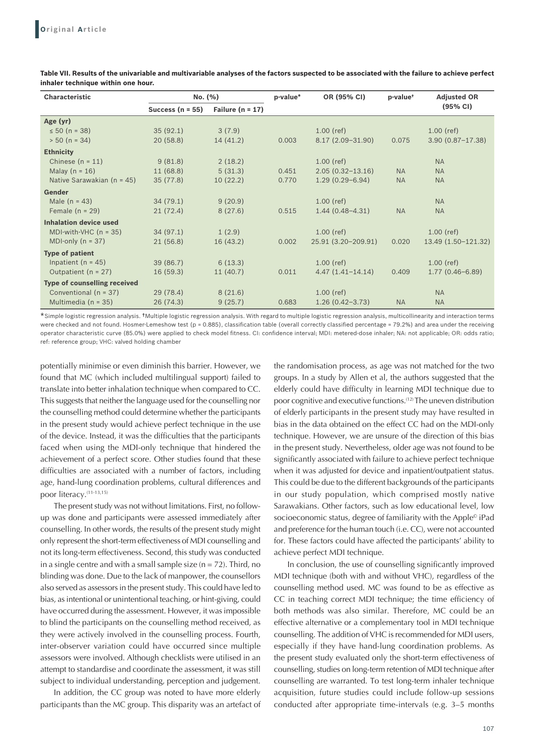**Table VII. Results of the univariable and multivariable analyses of the factors suspected to be associated with the failure to achieve perfect inhaler technique within one hour.**

| Characteristic | No. (%) | | p-value* | OR (95% CI) | p-value† | Adjusted OR (95% CI) |
|---|---|---|---|---|---|---|
| | Success (n = 55) | Failure (n = 17) | | | | |
| **Age (yr)** | | | | | | |
| ≤ 50 (n = 38) | 35 (92.1) | 3 (7.9) | | 1.00 (ref) | | 1.00 (ref) |
| > 50 (n = 34) | 20 (58.8) | 14 (41.2) | 0.003 | 8.17 (2.09–31.90) | 0.075 | 3.90 (0.87–17.38) |
| **Ethnicity** | | | | | | |
| Chinese (n = 11) | 9 (81.8) | 2 (18.2) | | 1.00 (ref) | | NA |
| Malay (n = 16) | 11 (68.8) | 5 (31.3) | 0.451 | 2.05 (0.32–13.16) | NA | NA |
| Native Sarawakian (n = 45) | 35 (77.8) | 10 (22.2) | 0.770 | 1.29 (0.29–6.94) | NA | NA |
| **Gender** | | | | | | |
| Male (n = 43) | 34 (79.1) | 9 (20.9) | | 1.00 (ref) | | NA |
| Female (n = 29) | 21 (72.4) | 8 (27.6) | 0.515 | 1.44 (0.48–4.31) | NA | NA |
| **Inhalation device used** | | | | | | |
| MDI-with-VHC (n = 35) | 34 (97.1) | 1 (2.9) | | 1.00 (ref) | | 1.00 (ref) |
| MDI-only (n = 37) | 21 (56.8) | 16 (43.2) | 0.002 | 25.91 (3.20–209.91) | 0.020 | 13.49 (1.50–121.32) |
| **Type of patient** | | | | | | |
| Inpatient (n = 45) | 39 (86.7) | 6 (13.3) | | 1.00 (ref) | | 1.00 (ref) |
| Outpatient (n = 27) | 16 (59.3) | 11 (40.7) | 0.011 | 4.47 (1.41–14.14) | 0.409 | 1.77 (0.46–6.89) |
| **Type of counselling received** | | | | | | |
| Conventional (n = 37) | 29 (78.4) | 8 (21.6) | | 1.00 (ref) | | NA |
| Multimedia (n = 35) | 26 (74.3) | 9 (25.7) | 0.683 | 1.26 (0.42–3.73) | NA | NA |

*Simple logistic regression analysis. †Multiple logistic regression analysis. With regard to multiple logistic regression analysis, multicollinearity and interaction terms were checked and not found. Hosmer-Lemeshow test (p = 0.885), classification table (overall correctly classified percentage = 79.2%) and area under the receiving operator characteristic curve (85.0%) were applied to check model fitness. CI: confidence interval; MDI: metered-dose inhaler; NA: not applicable; OR: odds ratio; ref: reference group; VHC: valved holding chamber

potentially minimise or even diminish this barrier. However, we found that MC (which included multilingual support) failed to translate into better inhalation technique when compared to CC. This suggests that neither the language used for the counselling nor the counselling method could determine whether the participants in the present study would achieve perfect technique in the use of the device. Instead, it was the difficulties that the participants faced when using the MDI-only technique that hindered the achievement of a perfect score. Other studies found that these difficulties are associated with a number of factors, including age, hand-lung coordination problems, cultural differences and poor literacy.[11-13,15]

The present study was not without limitations. First, no follow-up was done and participants were assessed immediately after counselling. In other words, the results of the present study might only represent the short-term effectiveness of MDI counselling and not its long-term effectiveness. Second, this study was conducted in a single centre and with a small sample size (n = 72). Third, no blinding was done. Due to the lack of manpower, the counsellors also served as assessors in the present study. This could have led to bias, as intentional or unintentional teaching, or hint-giving, could have occurred during the assessment. However, it was impossible to blind the participants on the counselling method received, as they were actively involved in the counselling process. Fourth, inter-observer variation could have occurred since multiple assessors were involved. Although checklists were utilised in an attempt to standardise and coordinate the assessment, it was still subject to individual understanding, perception and judgement.

In addition, the CC group was noted to have more elderly participants than the MC group. This disparity was an artefact of the randomisation process, as age was not matched for the two groups. In a study by Allen et al, the authors suggested that the elderly could have difficulty in learning MDI technique due to poor cognitive and executive functions.[12] The uneven distribution of elderly participants in the present study may have resulted in bias in the data obtained on the effect CC had on the MDI-only technique. However, we are unsure of the direction of this bias in the present study. Nevertheless, older age was not found to be significantly associated with failure to achieve perfect technique when it was adjusted for device and inpatient/outpatient status. This could be due to the different backgrounds of the participants in our study population, which comprised mostly native Sarawakians. Other factors, such as low educational level, low socioeconomic status, degree of familiarity with the Apple© iPad and preference for the human touch (i.e. CC), were not accounted for. These factors could have affected the participants' ability to achieve perfect MDI technique.

In conclusion, the use of counselling significantly improved MDI technique (both with and without VHC), regardless of the counselling method used. MC was found to be as effective as CC in teaching correct MDI technique; the time efficiency of both methods was also similar. Therefore, MC could be an effective alternative or a complementary tool in MDI technique counselling. The addition of VHC is recommended for MDI users, especially if they have hand-lung coordination problems. As the present study evaluated only the short-term effectiveness of counselling, studies on long-term retention of MDI technique after counselling are warranted. To test long-term inhaler technique acquisition, future studies could include follow-up sessions conducted after appropriate time-intervals (e.g. 3–5 months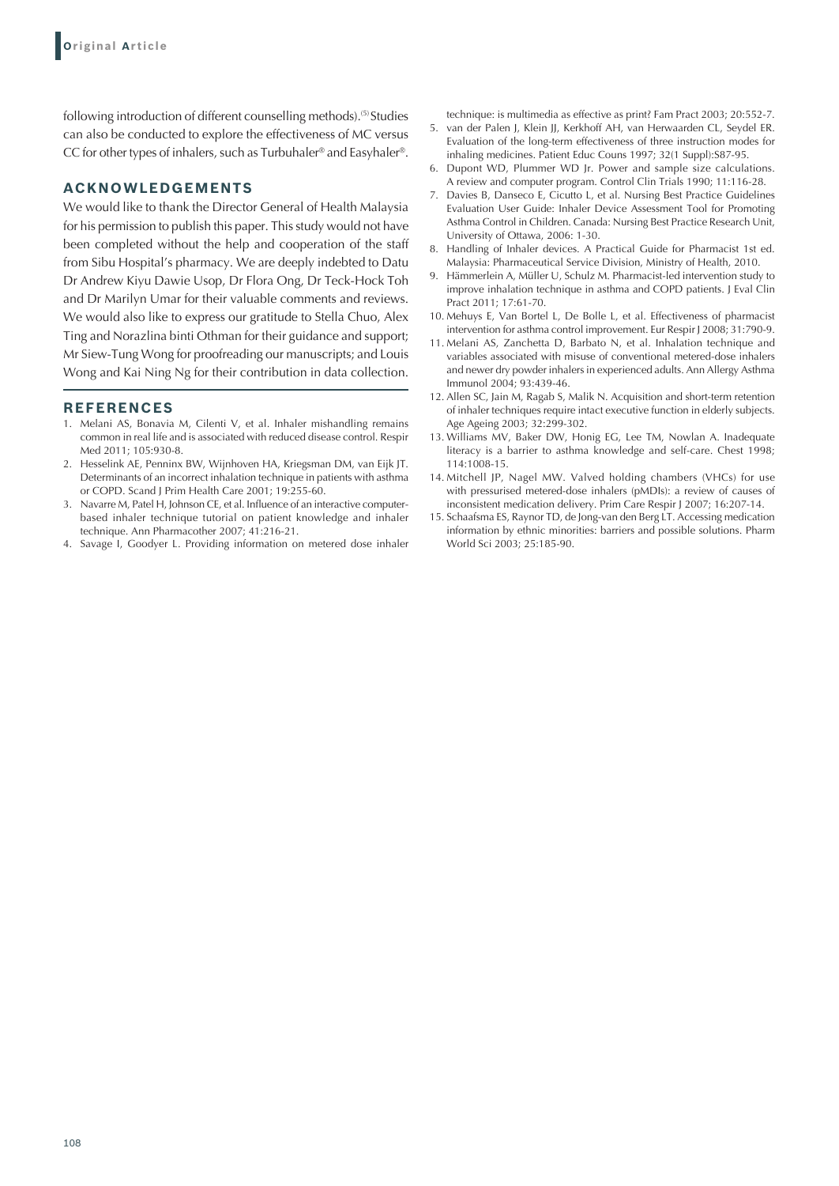following introduction of different counselling methods).[5] Studies can also be conducted to explore the effectiveness of MC versus CC for other types of inhalers, such as Turbuhaler® and Easyhaler®.

## ACKNOWLEDGEMENTS

We would like to thank the Director General of Health Malaysia for his permission to publish this paper. This study would not have been completed without the help and cooperation of the staff from Sibu Hospital's pharmacy. We are deeply indebted to Datu Dr Andrew Kiyu Dawie Usop, Dr Flora Ong, Dr Teck-Hock Toh and Dr Marilyn Umar for their valuable comments and reviews. We would also like to express our gratitude to Stella Chuo, Alex Ting and Norazlina binti Othman for their guidance and support; Mr Siew-Tung Wong for proofreading our manuscripts; and Louis Wong and Kai Ning Ng for their contribution in data collection.

## REFERENCES

1. Melani AS, Bonavia M, Cilenti V, et al. Inhaler mishandling remains common in real life and is associated with reduced disease control. Respir Med 2011; 105:930-8.
2. Hesselink AE, Penninx BW, Wijnhoven HA, Kriegsman DM, van Eijk JT. Determinants of an incorrect inhalation technique in patients with asthma or COPD. Scand J Prim Health Care 2001; 19:255-60.
3. Navarre M, Patel H, Johnson CE, et al. Influence of an interactive computer-based inhaler technique tutorial on patient knowledge and inhaler technique. Ann Pharmacother 2007; 41:216-21.
4. Savage I, Goodyer L. Providing information on metered dose inhaler technique: is multimedia as effective as print? Fam Pract 2003; 20:552-7.
5. van der Palen J, Klein JJ, Kerkhoff AH, van Herwaarden CL, Seydel ER. Evaluation of the long-term effectiveness of three instruction modes for inhaling medicines. Patient Educ Couns 1997; 32(1 Suppl):S87-95.
6. Dupont WD, Plummer WD Jr. Power and sample size calculations. A review and computer program. Control Clin Trials 1990; 11:116-28.
7. Davies B, Danseco E, Cicutto L, et al. Nursing Best Practice Guidelines Evaluation User Guide: Inhaler Device Assessment Tool for Promoting Asthma Control in Children. Canada: Nursing Best Practice Research Unit, University of Ottawa, 2006: 1-30.
8. Handling of Inhaler devices. A Practical Guide for Pharmacist 1st ed. Malaysia: Pharmaceutical Service Division, Ministry of Health, 2010.
9. Hämmerlein A, Müller U, Schulz M. Pharmacist-led intervention study to improve inhalation technique in asthma and COPD patients. J Eval Clin Pract 2011; 17:61-70.
10. Mehuys E, Van Bortel L, De Bolle L, et al. Effectiveness of pharmacist intervention for asthma control improvement. Eur Respir J 2008; 31:790-9.
11. Melani AS, Zanchetta D, Barbato N, et al. Inhalation technique and variables associated with misuse of conventional metered-dose inhalers and newer dry powder inhalers in experienced adults. Ann Allergy Asthma Immunol 2004; 93:439-46.
12. Allen SC, Jain M, Ragab S, Malik N. Acquisition and short-term retention of inhaler techniques require intact executive function in elderly subjects. Age Ageing 2003; 32:299-302.
13. Williams MV, Baker DW, Honig EG, Lee TM, Nowlan A. Inadequate literacy is a barrier to asthma knowledge and self-care. Chest 1998; 114:1008-15.
14. Mitchell JP, Nagel MW. Valved holding chambers (VHCs) for use with pressurised metered-dose inhalers (pMDIs): a review of causes of inconsistent medication delivery. Prim Care Respir J 2007; 16:207-14.
15. Schaafsma ES, Raynor TD, de Jong-van den Berg LT. Accessing medication information by ethnic minorities: barriers and possible solutions. Pharm World Sci 2003; 25:185-90.